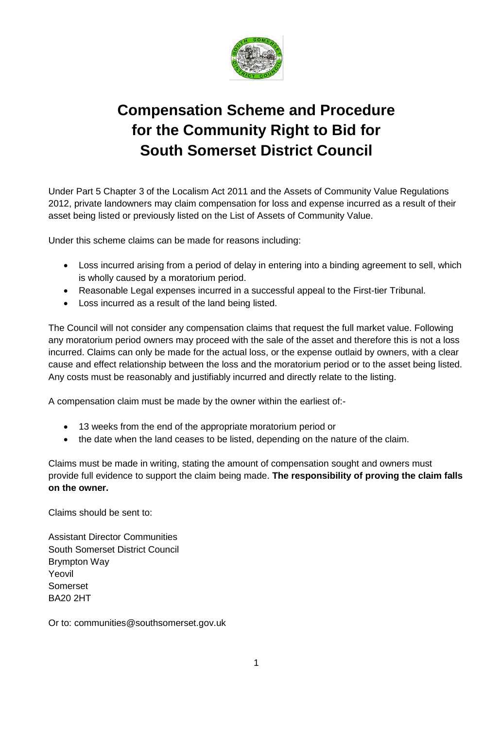# Compensation Scheme and Procedure for the Community Right to Bid for South Somerset District Council

Under Part 5 Chapter 3 of the Localism Act 2011 and the Assets of Community Value Regulations 2012, private landowners may claim compensation for loss and expense incurred as a result of their asset being listed or previously listed on the List of Assets of Community Value.

Under this scheme claims can be made for reasons including:

- Loss incurred arising from a period of delay in entering into a binding agreement to sell, which is wholly caused by a moratorium period.
- Reasonable Legal expenses incurred in a successful appeal to the First-tier Tribunal.
- Loss incurred as a result of the land being listed.

The Council will not consider any compensation claims that request the full market value. Following any moratorium period owners may proceed with the sale of the asset and therefore this is not a loss incurred. Claims can only be made for the actual loss, or the expense outlaid by owners, with a clear cause and effect relationship between the loss and the moratorium period or to the asset being listed. Any costs must be reasonably and justifiably incurred and directly relate to the listing.

A compensation claim must be made by the owner within the earliest of:-

- 13 weeks from the end of the appropriate moratorium period or
- the date when the land ceases to be listed, depending on the nature of the claim.

Claims must be made in writing, stating the amount of compensation sought and owners must provide full evidence to support the claim being made. **The responsibility of proving the claim falls on the owner.**

Claims should be sent to:

Assistant Director Communities
South Somerset District Council
Brympton Way
Yeovil
Somerset
BA20 2HT

Or to: communities@southsomerset.gov.uk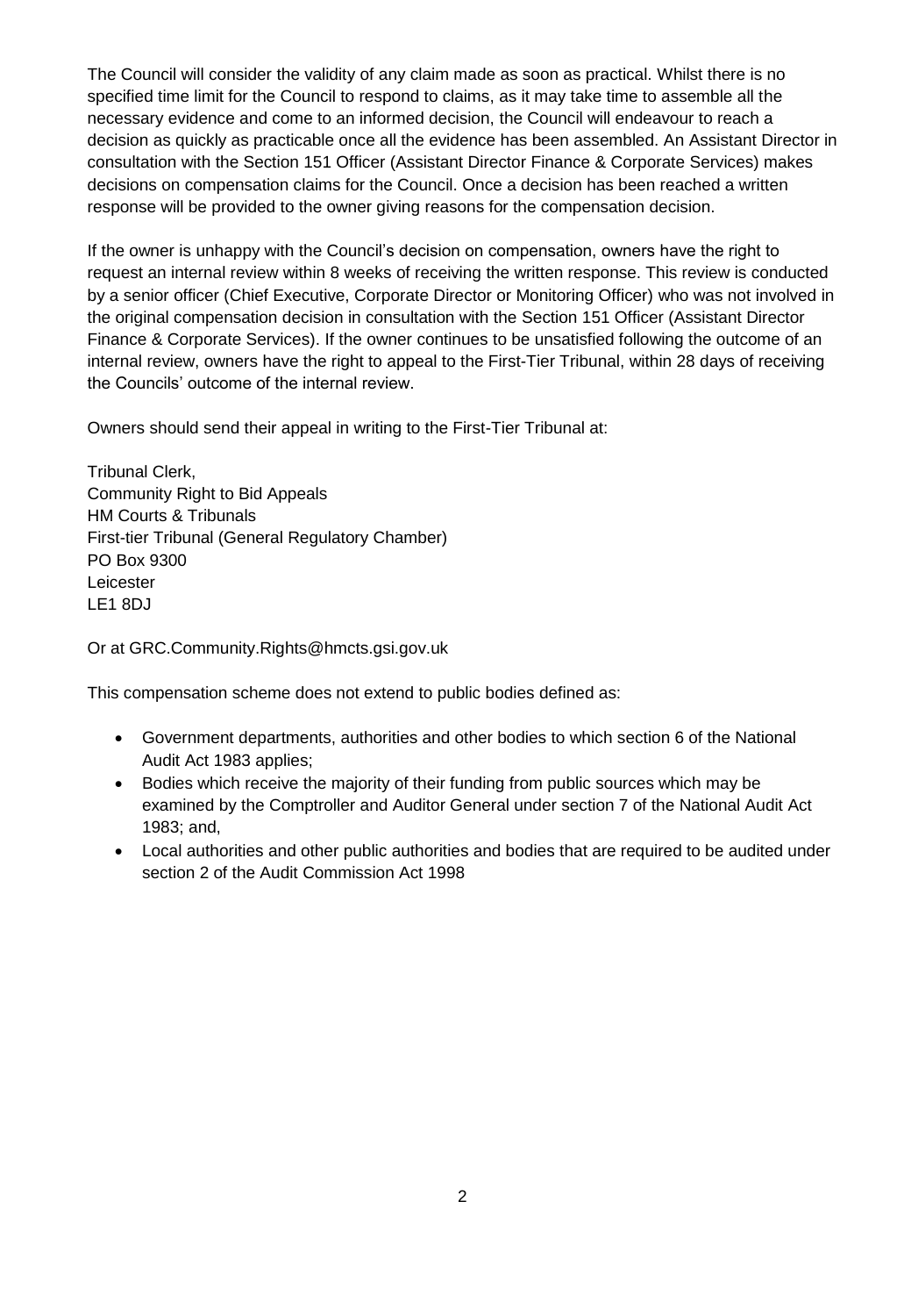The Council will consider the validity of any claim made as soon as practical. Whilst there is no specified time limit for the Council to respond to claims, as it may take time to assemble all the necessary evidence and come to an informed decision, the Council will endeavour to reach a decision as quickly as practicable once all the evidence has been assembled. An Assistant Director in consultation with the Section 151 Officer (Assistant Director Finance & Corporate Services) makes decisions on compensation claims for the Council. Once a decision has been reached a written response will be provided to the owner giving reasons for the compensation decision.

If the owner is unhappy with the Council's decision on compensation, owners have the right to request an internal review within 8 weeks of receiving the written response. This review is conducted by a senior officer (Chief Executive, Corporate Director or Monitoring Officer) who was not involved in the original compensation decision in consultation with the Section 151 Officer (Assistant Director Finance & Corporate Services). If the owner continues to be unsatisfied following the outcome of an internal review, owners have the right to appeal to the First-Tier Tribunal, within 28 days of receiving the Councils' outcome of the internal review.

Owners should send their appeal in writing to the First-Tier Tribunal at:

Tribunal Clerk,
Community Right to Bid Appeals
HM Courts & Tribunals
First-tier Tribunal (General Regulatory Chamber)
PO Box 9300
Leicester
LE1 8DJ

Or at GRC.Community.Rights@hmcts.gsi.gov.uk

This compensation scheme does not extend to public bodies defined as:

- Government departments, authorities and other bodies to which section 6 of the National Audit Act 1983 applies;
- Bodies which receive the majority of their funding from public sources which may be examined by the Comptroller and Auditor General under section 7 of the National Audit Act 1983; and,
- Local authorities and other public authorities and bodies that are required to be audited under section 2 of the Audit Commission Act 1998